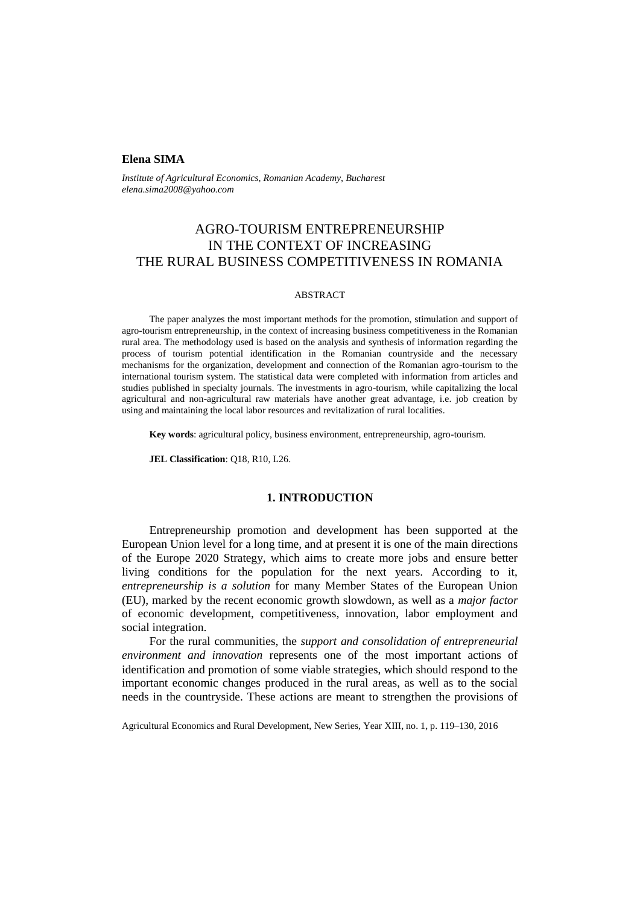**Elena SIMA**

*Institute of Agricultural Economics, Romanian Academy, Bucharest*
*elena.sima2008@yahoo.com*

# AGRO-TOURISM ENTREPRENEURSHIP IN THE CONTEXT OF INCREASING THE RURAL BUSINESS COMPETITIVENESS IN ROMANIA

## ABSTRACT

The paper analyzes the most important methods for the promotion, stimulation and support of agro-tourism entrepreneurship, in the context of increasing business competitiveness in the Romanian rural area. The methodology used is based on the analysis and synthesis of information regarding the process of tourism potential identification in the Romanian countryside and the necessary mechanisms for the organization, development and connection of the Romanian agro-tourism to the international tourism system. The statistical data were completed with information from articles and studies published in specialty journals. The investments in agro-tourism, while capitalizing the local agricultural and non-agricultural raw materials have another great advantage, i.e. job creation by using and maintaining the local labor resources and revitalization of rural localities.

**Key words**: agricultural policy, business environment, entrepreneurship, agro-tourism.

**JEL Classification**: Q18, R10, L26.

## 1. INTRODUCTION

Entrepreneurship promotion and development has been supported at the European Union level for a long time, and at present it is one of the main directions of the Europe 2020 Strategy, which aims to create more jobs and ensure better living conditions for the population for the next years. According to it, *entrepreneurship is a solution* for many Member States of the European Union (EU), marked by the recent economic growth slowdown, as well as a *major factor* of economic development, competitiveness, innovation, labor employment and social integration.

For the rural communities, the *support and consolidation of entrepreneurial environment and innovation* represents one of the most important actions of identification and promotion of some viable strategies, which should respond to the important economic changes produced in the rural areas, as well as to the social needs in the countryside. These actions are meant to strengthen the provisions of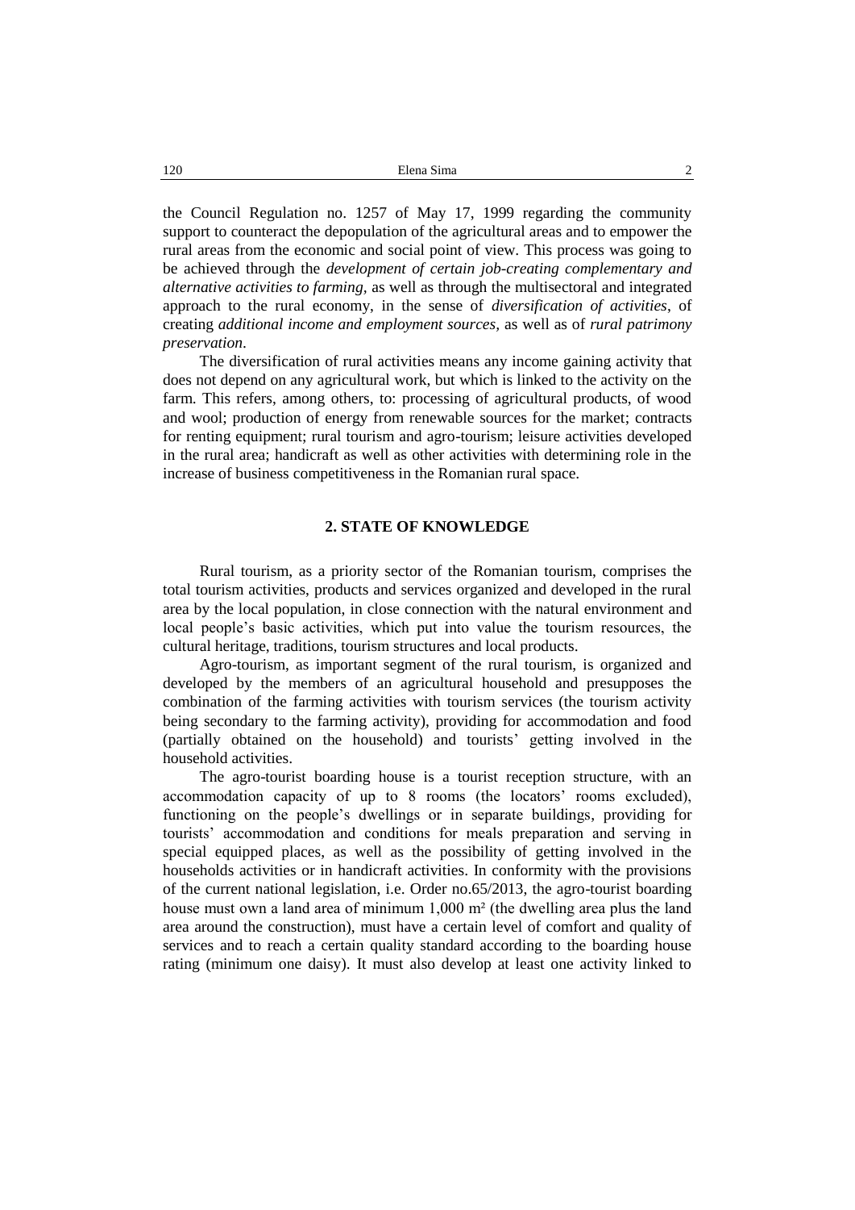the Council Regulation no. 1257 of May 17, 1999 regarding the community support to counteract the depopulation of the agricultural areas and to empower the rural areas from the economic and social point of view. This process was going to be achieved through the *development of certain job-creating complementary and alternative activities to farming*, as well as through the multisectoral and integrated approach to the rural economy, in the sense of *diversification of activities*, of creating *additional income and employment sources*, as well as of *rural patrimony preservation*.

The diversification of rural activities means any income gaining activity that does not depend on any agricultural work, but which is linked to the activity on the farm. This refers, among others, to: processing of agricultural products, of wood and wool; production of energy from renewable sources for the market; contracts for renting equipment; rural tourism and agro-tourism; leisure activities developed in the rural area; handicraft as well as other activities with determining role in the increase of business competitiveness in the Romanian rural space.

## 2. STATE OF KNOWLEDGE

Rural tourism, as a priority sector of the Romanian tourism, comprises the total tourism activities, products and services organized and developed in the rural area by the local population, in close connection with the natural environment and local people's basic activities, which put into value the tourism resources, the cultural heritage, traditions, tourism structures and local products.

Agro-tourism, as important segment of the rural tourism, is organized and developed by the members of an agricultural household and presupposes the combination of the farming activities with tourism services (the tourism activity being secondary to the farming activity), providing for accommodation and food (partially obtained on the household) and tourists' getting involved in the household activities.

The agro-tourist boarding house is a tourist reception structure, with an accommodation capacity of up to 8 rooms (the locators' rooms excluded), functioning on the people's dwellings or in separate buildings, providing for tourists' accommodation and conditions for meals preparation and serving in special equipped places, as well as the possibility of getting involved in the households activities or in handicraft activities. In conformity with the provisions of the current national legislation, i.e. Order no.65/2013, the agro-tourist boarding house must own a land area of minimum 1,000 m² (the dwelling area plus the land area around the construction), must have a certain level of comfort and quality of services and to reach a certain quality standard according to the boarding house rating (minimum one daisy). It must also develop at least one activity linked to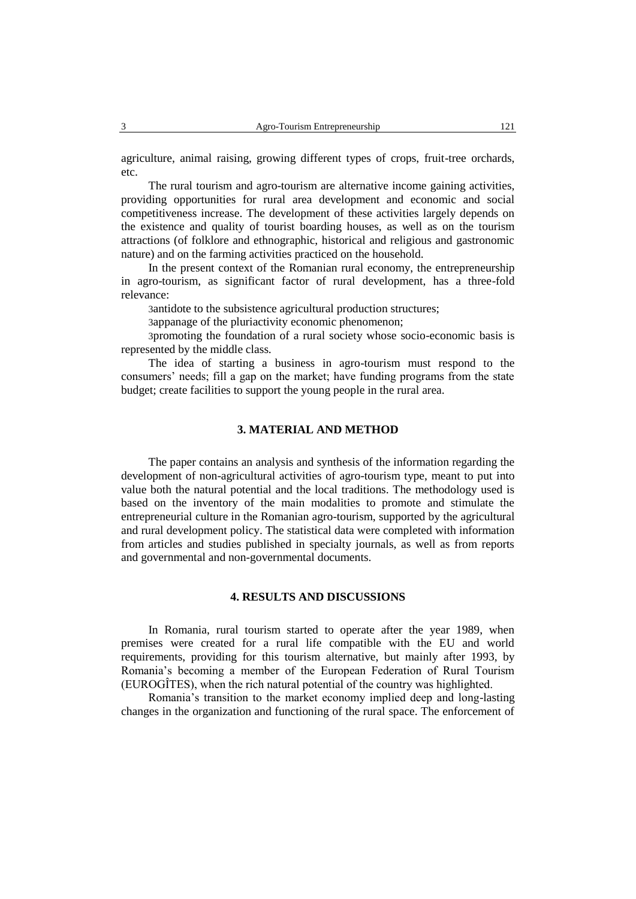agriculture, animal raising, growing different types of crops, fruit-tree orchards, etc.

The rural tourism and agro-tourism are alternative income gaining activities, providing opportunities for rural area development and economic and social competitiveness increase. The development of these activities largely depends on the existence and quality of tourist boarding houses, as well as on the tourism attractions (of folklore and ethnographic, historical and religious and gastronomic nature) and on the farming activities practiced on the household.

In the present context of the Romanian rural economy, the entrepreneurship in agro-tourism, as significant factor of rural development, has a three-fold relevance:

3antidote to the subsistence agricultural production structures;

3appanage of the pluriactivity economic phenomenon;

3promoting the foundation of a rural society whose socio-economic basis is represented by the middle class.

The idea of starting a business in agro-tourism must respond to the consumers' needs; fill a gap on the market; have funding programs from the state budget; create facilities to support the young people in the rural area.

## 3. MATERIAL AND METHOD

The paper contains an analysis and synthesis of the information regarding the development of non-agricultural activities of agro-tourism type, meant to put into value both the natural potential and the local traditions. The methodology used is based on the inventory of the main modalities to promote and stimulate the entrepreneurial culture in the Romanian agro-tourism, supported by the agricultural and rural development policy. The statistical data were completed with information from articles and studies published in specialty journals, as well as from reports and governmental and non-governmental documents.

## 4. RESULTS AND DISCUSSIONS

In Romania, rural tourism started to operate after the year 1989, when premises were created for a rural life compatible with the EU and world requirements, providing for this tourism alternative, but mainly after 1993, by Romania's becoming a member of the European Federation of Rural Tourism (EUROGÎTES), when the rich natural potential of the country was highlighted.

Romania's transition to the market economy implied deep and long-lasting changes in the organization and functioning of the rural space. The enforcement of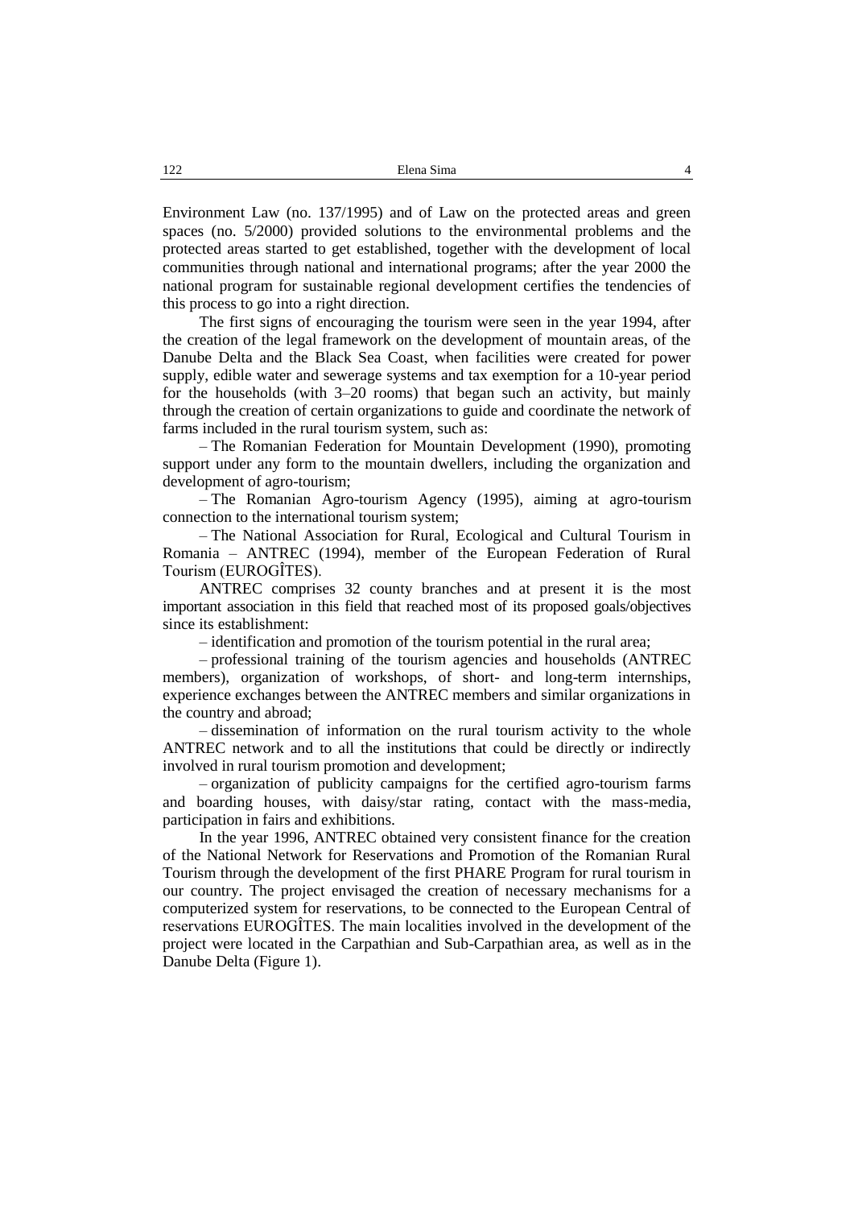Environment Law (no. 137/1995) and of Law on the protected areas and green spaces (no. 5/2000) provided solutions to the environmental problems and the protected areas started to get established, together with the development of local communities through national and international programs; after the year 2000 the national program for sustainable regional development certifies the tendencies of this process to go into a right direction.

The first signs of encouraging the tourism were seen in the year 1994, after the creation of the legal framework on the development of mountain areas, of the Danube Delta and the Black Sea Coast, when facilities were created for power supply, edible water and sewerage systems and tax exemption for a 10-year period for the households (with 3–20 rooms) that began such an activity, but mainly through the creation of certain organizations to guide and coordinate the network of farms included in the rural tourism system, such as:

– The Romanian Federation for Mountain Development (1990), promoting support under any form to the mountain dwellers, including the organization and development of agro-tourism;

– The Romanian Agro-tourism Agency (1995), aiming at agro-tourism connection to the international tourism system;

– The National Association for Rural, Ecological and Cultural Tourism in Romania – ANTREC (1994), member of the European Federation of Rural Tourism (EUROGÎTES).

ANTREC comprises 32 county branches and at present it is the most important association in this field that reached most of its proposed goals/objectives since its establishment:

– identification and promotion of the tourism potential in the rural area;

– professional training of the tourism agencies and households (ANTREC members), organization of workshops, of short- and long-term internships, experience exchanges between the ANTREC members and similar organizations in the country and abroad;

– dissemination of information on the rural tourism activity to the whole ANTREC network and to all the institutions that could be directly or indirectly involved in rural tourism promotion and development;

– organization of publicity campaigns for the certified agro-tourism farms and boarding houses, with daisy/star rating, contact with the mass-media, participation in fairs and exhibitions.

In the year 1996, ANTREC obtained very consistent finance for the creation of the National Network for Reservations and Promotion of the Romanian Rural Tourism through the development of the first PHARE Program for rural tourism in our country. The project envisaged the creation of necessary mechanisms for a computerized system for reservations, to be connected to the European Central of reservations EUROGÎTES. The main localities involved in the development of the project were located in the Carpathian and Sub-Carpathian area, as well as in the Danube Delta (Figure 1).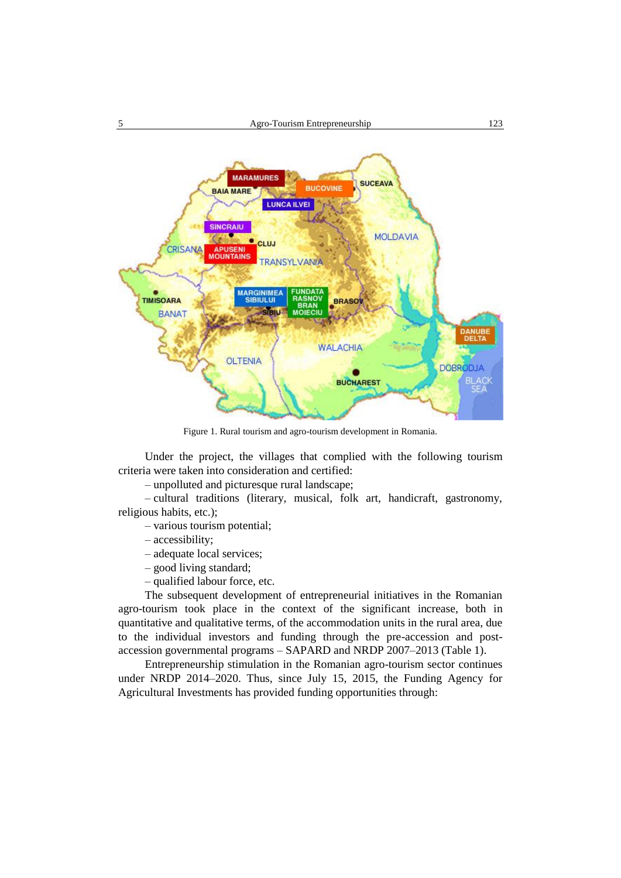Figure 1. Rural tourism and agro-tourism development in Romania.

Under the project, the villages that complied with the following tourism criteria were taken into consideration and certified:

– unpolluted and picturesque rural landscape;

– cultural traditions (literary, musical, folk art, handicraft, gastronomy, religious habits, etc.);

– various tourism potential;

– accessibility;

– adequate local services;

– good living standard;

– qualified labour force, etc.

The subsequent development of entrepreneurial initiatives in the Romanian agro-tourism took place in the context of the significant increase, both in quantitative and qualitative terms, of the accommodation units in the rural area, due to the individual investors and funding through the pre-accession and post-accession governmental programs – SAPARD and NRDP 2007–2013 (Table 1).

Entrepreneurship stimulation in the Romanian agro-tourism sector continues under NRDP 2014–2020. Thus, since July 15, 2015, the Funding Agency for Agricultural Investments has provided funding opportunities through: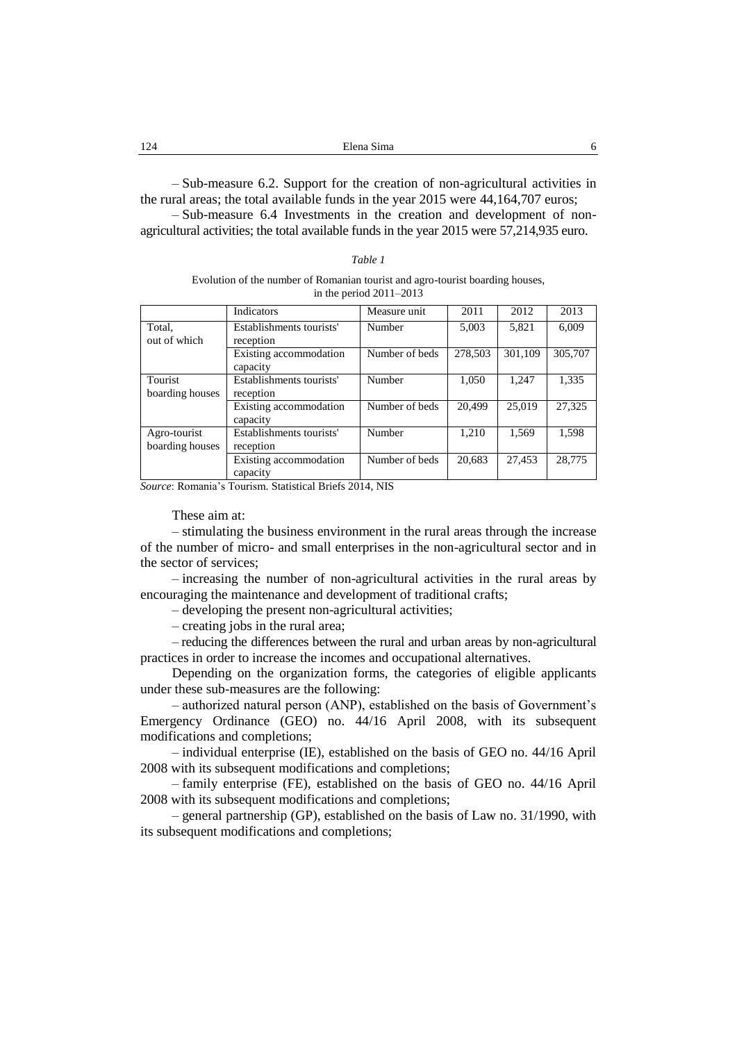– Sub-measure 6.2. Support for the creation of non-agricultural activities in the rural areas; the total available funds in the year 2015 were 44,164,707 euros;

– Sub-measure 6.4 Investments in the creation and development of non-agricultural activities; the total available funds in the year 2015 were 57,214,935 euro.

*Table 1*

Evolution of the number of Romanian tourist and agro-tourist boarding houses, in the period 2011–2013

| | Indicators | Measure unit | 2011 | 2012 | 2013 |
|---|---|---|---|---|---|
| Total, out of which | Establishments tourists' reception | Number | 5,003 | 5,821 | 6,009 |
| | Existing accommodation capacity | Number of beds | 278,503 | 301,109 | 305,707 |
| Tourist boarding houses | Establishments tourists' reception | Number | 1,050 | 1,247 | 1,335 |
| | Existing accommodation capacity | Number of beds | 20,499 | 25,019 | 27,325 |
| Agro-tourist boarding houses | Establishments tourists' reception | Number | 1,210 | 1,569 | 1,598 |
| | Existing accommodation capacity | Number of beds | 20,683 | 27,453 | 28,775 |

*Source*: Romania's Tourism. Statistical Briefs 2014, NIS

These aim at:

– stimulating the business environment in the rural areas through the increase of the number of micro- and small enterprises in the non-agricultural sector and in the sector of services;

– increasing the number of non-agricultural activities in the rural areas by encouraging the maintenance and development of traditional crafts;

– developing the present non-agricultural activities;

– creating jobs in the rural area;

– reducing the differences between the rural and urban areas by non-agricultural practices in order to increase the incomes and occupational alternatives.

Depending on the organization forms, the categories of eligible applicants under these sub-measures are the following:

– authorized natural person (ANP), established on the basis of Government's Emergency Ordinance (GEO) no. 44/16 April 2008, with its subsequent modifications and completions;

– individual enterprise (IE), established on the basis of GEO no. 44/16 April 2008 with its subsequent modifications and completions;

– family enterprise (FE), established on the basis of GEO no. 44/16 April 2008 with its subsequent modifications and completions;

– general partnership (GP), established on the basis of Law no. 31/1990, with its subsequent modifications and completions;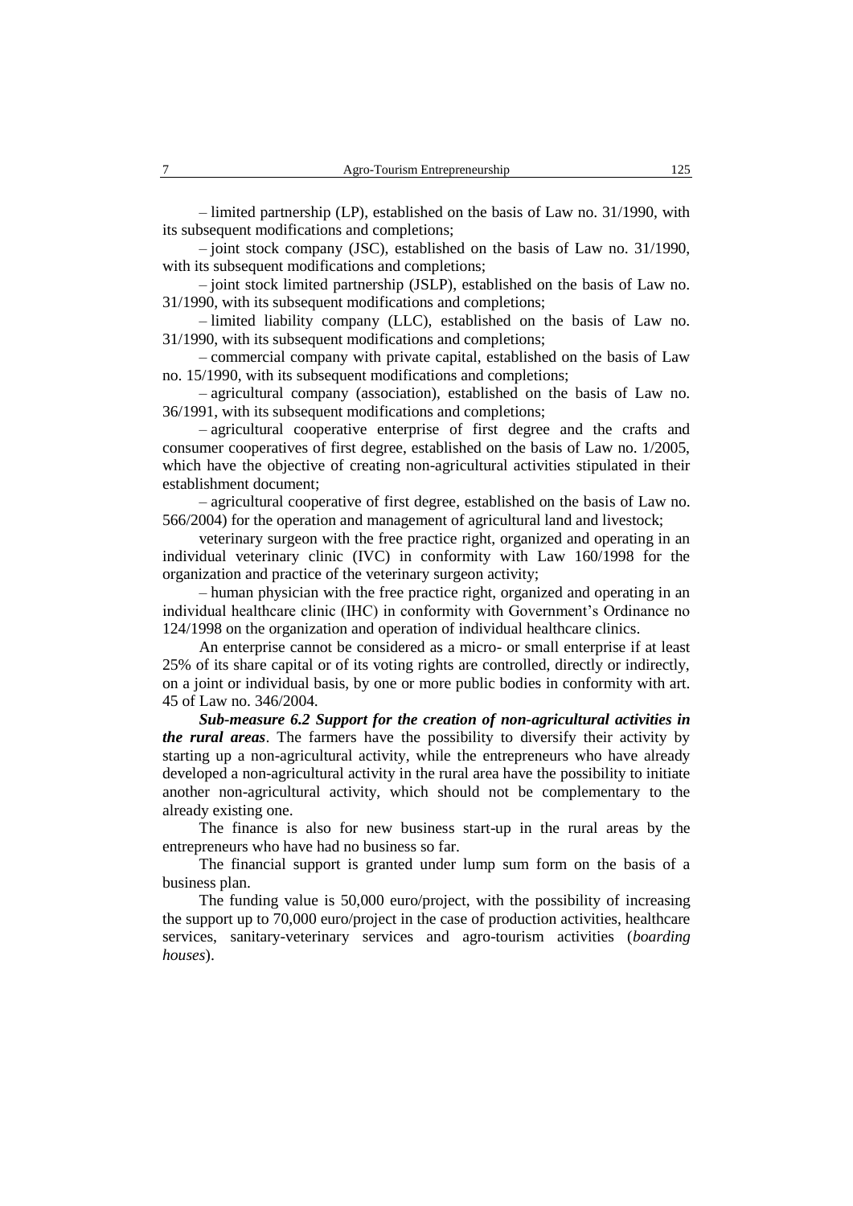– limited partnership (LP), established on the basis of Law no. 31/1990, with its subsequent modifications and completions;

– joint stock company (JSC), established on the basis of Law no. 31/1990, with its subsequent modifications and completions;

– joint stock limited partnership (JSLP), established on the basis of Law no. 31/1990, with its subsequent modifications and completions;

– limited liability company (LLC), established on the basis of Law no. 31/1990, with its subsequent modifications and completions;

– commercial company with private capital, established on the basis of Law no. 15/1990, with its subsequent modifications and completions;

– agricultural company (association), established on the basis of Law no. 36/1991, with its subsequent modifications and completions;

– agricultural cooperative enterprise of first degree and the crafts and consumer cooperatives of first degree, established on the basis of Law no. 1/2005, which have the objective of creating non-agricultural activities stipulated in their establishment document;

– agricultural cooperative of first degree, established on the basis of Law no. 566/2004) for the operation and management of agricultural land and livestock;

veterinary surgeon with the free practice right, organized and operating in an individual veterinary clinic (IVC) in conformity with Law 160/1998 for the organization and practice of the veterinary surgeon activity;

– human physician with the free practice right, organized and operating in an individual healthcare clinic (IHC) in conformity with Government's Ordinance no 124/1998 on the organization and operation of individual healthcare clinics.

An enterprise cannot be considered as a micro- or small enterprise if at least 25% of its share capital or of its voting rights are controlled, directly or indirectly, on a joint or individual basis, by one or more public bodies in conformity with art. 45 of Law no. 346/2004.

***Sub-measure 6.2 Support for the creation of non-agricultural activities in the rural areas***. The farmers have the possibility to diversify their activity by starting up a non-agricultural activity, while the entrepreneurs who have already developed a non-agricultural activity in the rural area have the possibility to initiate another non-agricultural activity, which should not be complementary to the already existing one.

The finance is also for new business start-up in the rural areas by the entrepreneurs who have had no business so far.

The financial support is granted under lump sum form on the basis of a business plan.

The funding value is 50,000 euro/project, with the possibility of increasing the support up to 70,000 euro/project in the case of production activities, healthcare services, sanitary-veterinary services and agro-tourism activities (*boarding houses*).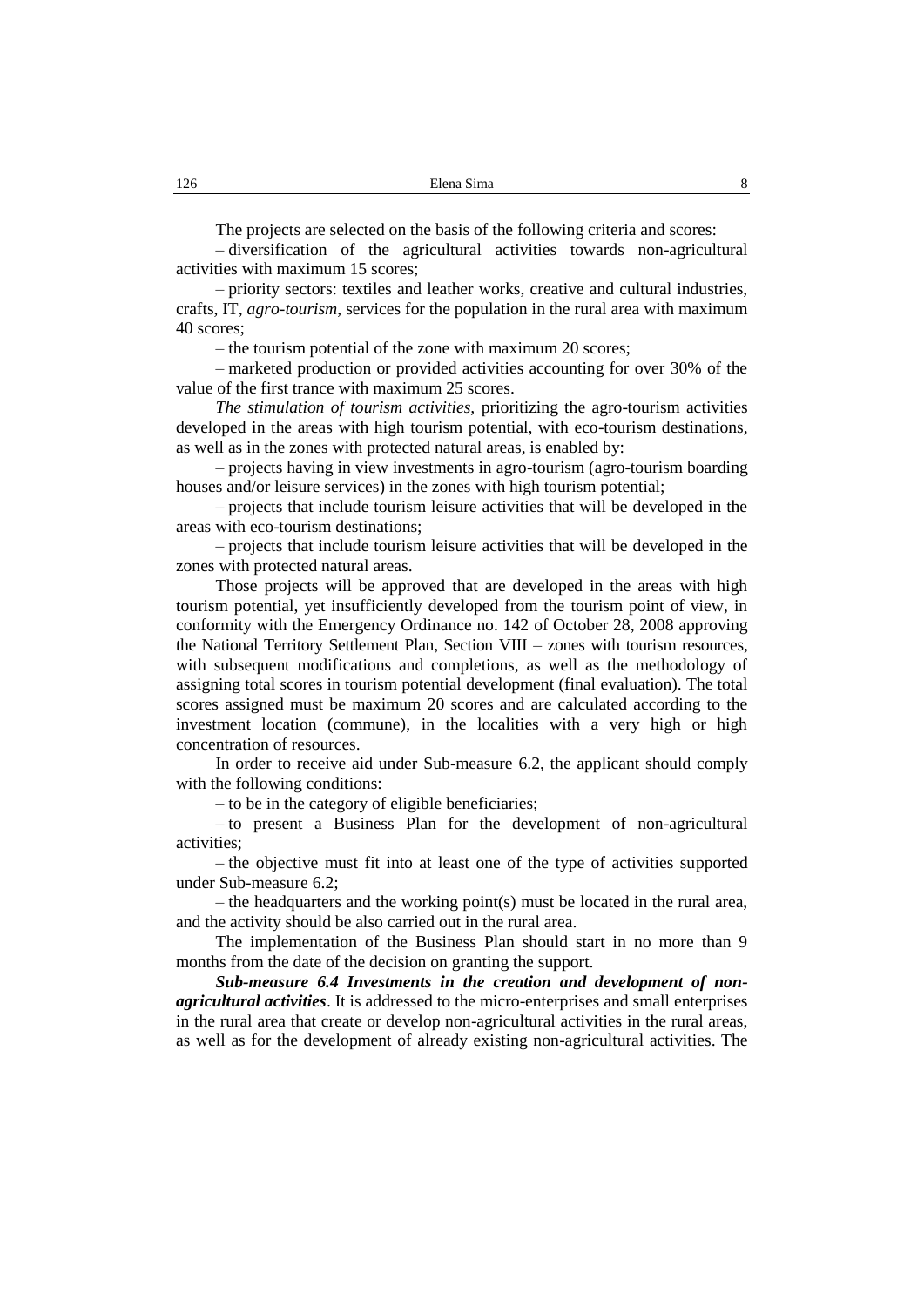The projects are selected on the basis of the following criteria and scores:

– diversification of the agricultural activities towards non-agricultural activities with maximum 15 scores;

– priority sectors: textiles and leather works, creative and cultural industries, crafts, IT, *agro-tourism*, services for the population in the rural area with maximum 40 scores;

– the tourism potential of the zone with maximum 20 scores;

– marketed production or provided activities accounting for over 30% of the value of the first trance with maximum 25 scores.

*The stimulation of tourism activities,* prioritizing the agro-tourism activities developed in the areas with high tourism potential, with eco-tourism destinations, as well as in the zones with protected natural areas, is enabled by:

– projects having in view investments in agro-tourism (agro-tourism boarding houses and/or leisure services) in the zones with high tourism potential;

– projects that include tourism leisure activities that will be developed in the areas with eco-tourism destinations;

– projects that include tourism leisure activities that will be developed in the zones with protected natural areas.

Those projects will be approved that are developed in the areas with high tourism potential, yet insufficiently developed from the tourism point of view, in conformity with the Emergency Ordinance no. 142 of October 28, 2008 approving the National Territory Settlement Plan, Section VIII – zones with tourism resources, with subsequent modifications and completions, as well as the methodology of assigning total scores in tourism potential development (final evaluation). The total scores assigned must be maximum 20 scores and are calculated according to the investment location (commune), in the localities with a very high or high concentration of resources.

In order to receive aid under Sub-measure 6.2, the applicant should comply with the following conditions:

– to be in the category of eligible beneficiaries;

– to present a Business Plan for the development of non-agricultural activities;

– the objective must fit into at least one of the type of activities supported under Sub-measure 6.2;

– the headquarters and the working point(s) must be located in the rural area, and the activity should be also carried out in the rural area.

The implementation of the Business Plan should start in no more than 9 months from the date of the decision on granting the support.

***Sub-measure 6.4 Investments in the creation and development of non-agricultural activities***. It is addressed to the micro-enterprises and small enterprises in the rural area that create or develop non-agricultural activities in the rural areas, as well as for the development of already existing non-agricultural activities. The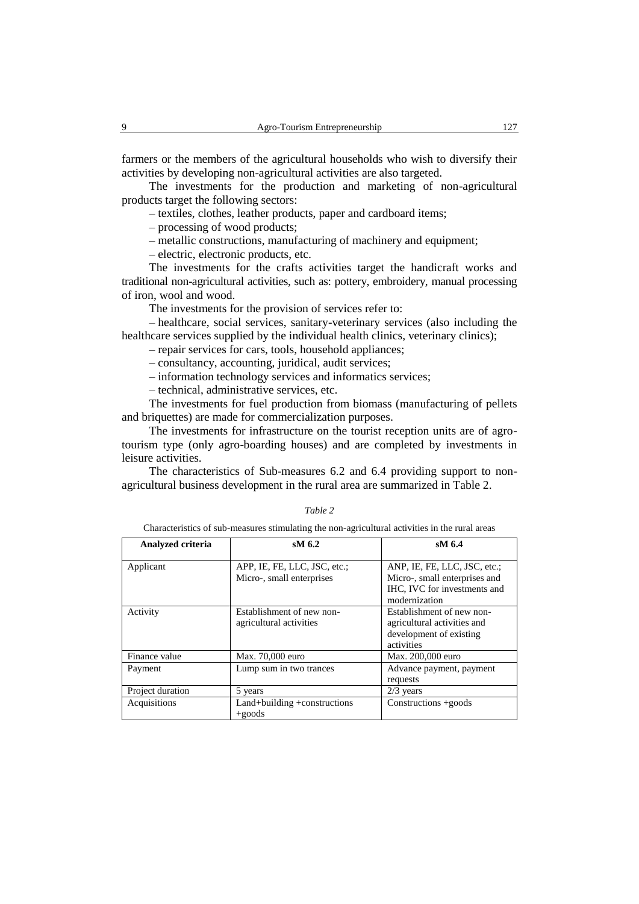farmers or the members of the agricultural households who wish to diversify their activities by developing non-agricultural activities are also targeted.

The investments for the production and marketing of non-agricultural products target the following sectors:

– textiles, clothes, leather products, paper and cardboard items;

– processing of wood products;

– metallic constructions, manufacturing of machinery and equipment;

– electric, electronic products, etc.

The investments for the crafts activities target the handicraft works and traditional non-agricultural activities, such as: pottery, embroidery, manual processing of iron, wool and wood.

The investments for the provision of services refer to:

– healthcare, social services, sanitary-veterinary services (also including the healthcare services supplied by the individual health clinics, veterinary clinics);

– repair services for cars, tools, household appliances;

– consultancy, accounting, juridical, audit services;

– information technology services and informatics services;

– technical, administrative services, etc.

The investments for fuel production from biomass (manufacturing of pellets and briquettes) are made for commercialization purposes.

The investments for infrastructure on the tourist reception units are of agro-tourism type (only agro-boarding houses) and are completed by investments in leisure activities.

The characteristics of Sub-measures 6.2 and 6.4 providing support to non-agricultural business development in the rural area are summarized in Table 2.

*Table 2*

Characteristics of sub-measures stimulating the non-agricultural activities in the rural areas

| Analyzed criteria | sM 6.2 | sM 6.4 |
|---|---|---|
| Applicant | APP, IE, FE, LLC, JSC, etc.; Micro-, small enterprises | ANP, IE, FE, LLC, JSC, etc.; Micro-, small enterprises and IHC, IVC for investments and modernization |
| Activity | Establishment of new non-agricultural activities | Establishment of new non-agricultural activities and development of existing activities |
| Finance value | Max. 70,000 euro | Max. 200,000 euro |
| Payment | Lump sum in two trances | Advance payment, payment requests |
| Project duration | 5 years | 2/3 years |
| Acquisitions | Land+building +constructions +goods | Constructions +goods |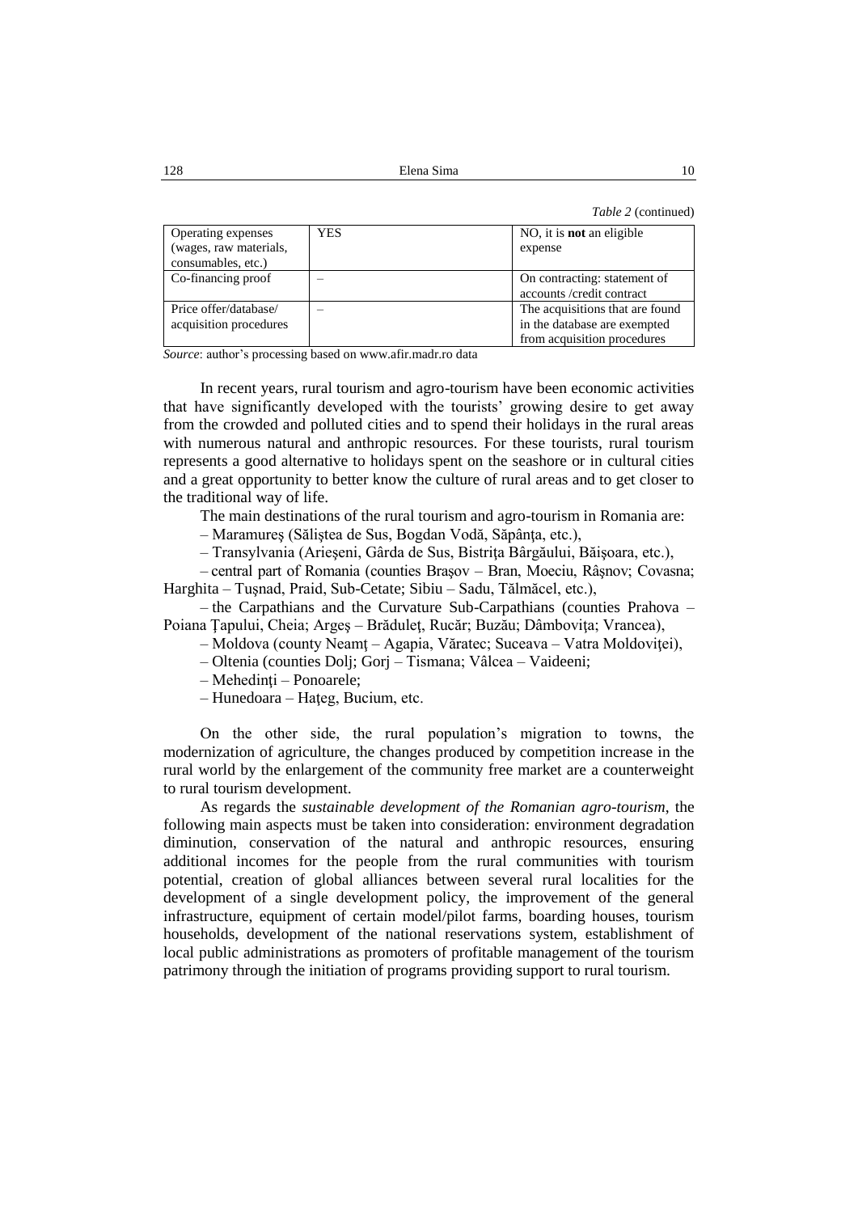*Table 2* (continued)

| | | |
|---|---|---|
| Operating expenses (wages, raw materials, consumables, etc.) | YES | NO, it is **not** an eligible expense |
| Co-financing proof | – | On contracting: statement of accounts /credit contract |
| Price offer/database/ acquisition procedures | – | The acquisitions that are found in the database are exempted from acquisition procedures |

*Source*: author's processing based on www.afir.madr.ro data

In recent years, rural tourism and agro-tourism have been economic activities that have significantly developed with the tourists' growing desire to get away from the crowded and polluted cities and to spend their holidays in the rural areas with numerous natural and anthropic resources. For these tourists, rural tourism represents a good alternative to holidays spent on the seashore or in cultural cities and a great opportunity to better know the culture of rural areas and to get closer to the traditional way of life.

The main destinations of the rural tourism and agro-tourism in Romania are:

– Maramureş (Săliştea de Sus, Bogdan Vodă, Săpânţa, etc.),

– Transylvania (Arieşeni, Gârda de Sus, Bistriţa Bârgăului, Băişoara, etc.),

– central part of Romania (counties Braşov – Bran, Moeciu, Râşnov; Covasna; Harghita – Tuşnad, Praid, Sub-Cetate; Sibiu – Sadu, Tălmăcel, etc.),

– the Carpathians and the Curvature Sub-Carpathians (counties Prahova – Poiana Ţapului, Cheia; Argeş – Brăduleţ, Rucăr; Buzău; Dâmboviţa; Vrancea),

– Moldova (county Neamţ – Agapia, Văratec; Suceava – Vatra Moldoviţei),

– Oltenia (counties Dolj; Gorj – Tismana; Vâlcea – Vaideeni;

– Mehedinţi – Ponoarele;

– Hunedoara – Haţeg, Bucium, etc.

On the other side, the rural population's migration to towns, the modernization of agriculture, the changes produced by competition increase in the rural world by the enlargement of the community free market are a counterweight to rural tourism development.

As regards the *sustainable development of the Romanian agro-tourism*, the following main aspects must be taken into consideration: environment degradation diminution, conservation of the natural and anthropic resources, ensuring additional incomes for the people from the rural communities with tourism potential, creation of global alliances between several rural localities for the development of a single development policy, the improvement of the general infrastructure, equipment of certain model/pilot farms, boarding houses, tourism households, development of the national reservations system, establishment of local public administrations as promoters of profitable management of the tourism patrimony through the initiation of programs providing support to rural tourism.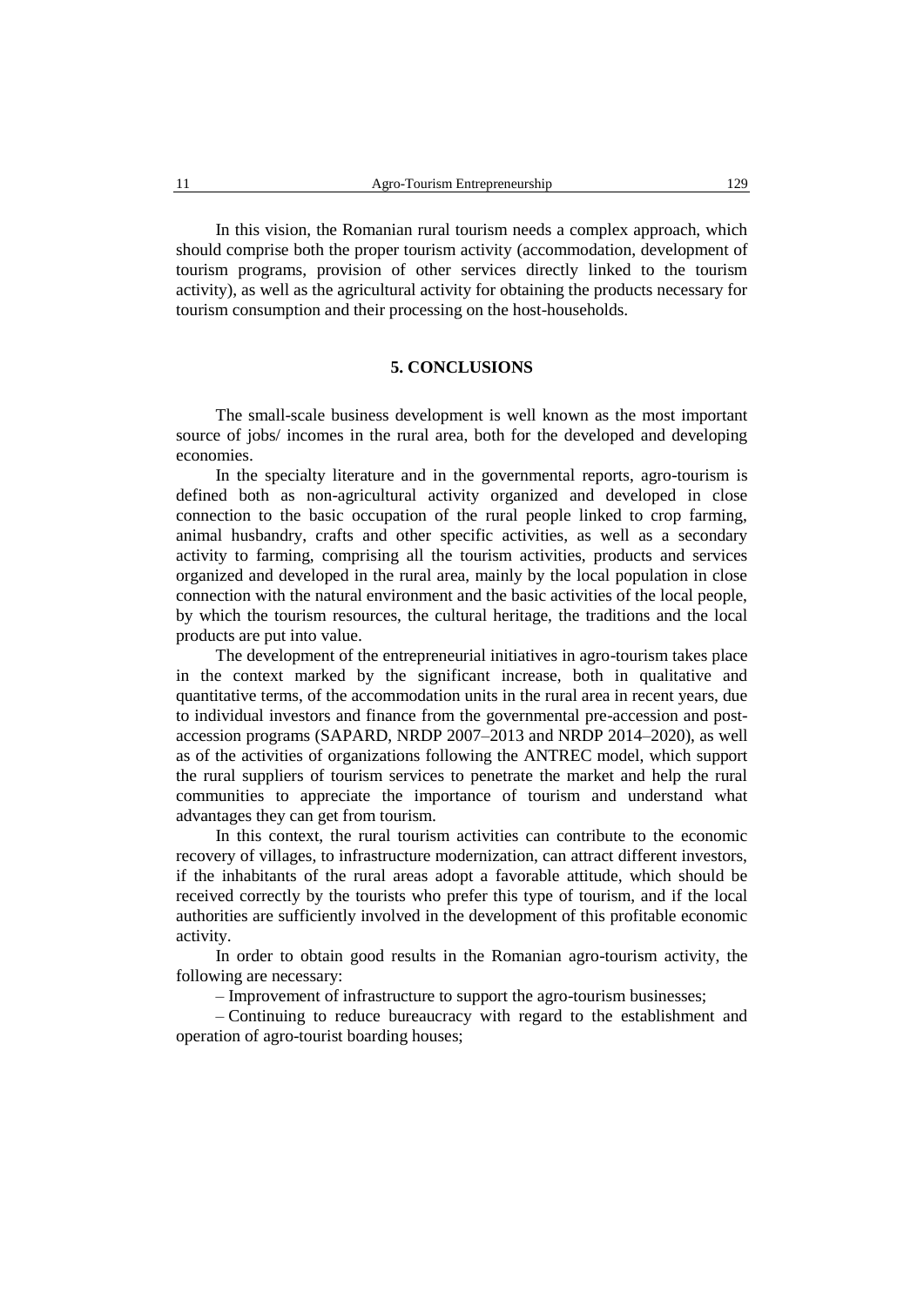In this vision, the Romanian rural tourism needs a complex approach, which should comprise both the proper tourism activity (accommodation, development of tourism programs, provision of other services directly linked to the tourism activity), as well as the agricultural activity for obtaining the products necessary for tourism consumption and their processing on the host-households.

## 5. CONCLUSIONS

The small-scale business development is well known as the most important source of jobs/ incomes in the rural area, both for the developed and developing economies.

In the specialty literature and in the governmental reports, agro-tourism is defined both as non-agricultural activity organized and developed in close connection to the basic occupation of the rural people linked to crop farming, animal husbandry, crafts and other specific activities, as well as a secondary activity to farming, comprising all the tourism activities, products and services organized and developed in the rural area, mainly by the local population in close connection with the natural environment and the basic activities of the local people, by which the tourism resources, the cultural heritage, the traditions and the local products are put into value.

The development of the entrepreneurial initiatives in agro-tourism takes place in the context marked by the significant increase, both in qualitative and quantitative terms, of the accommodation units in the rural area in recent years, due to individual investors and finance from the governmental pre-accession and post-accession programs (SAPARD, NRDP 2007–2013 and NRDP 2014–2020), as well as of the activities of organizations following the ANTREC model, which support the rural suppliers of tourism services to penetrate the market and help the rural communities to appreciate the importance of tourism and understand what advantages they can get from tourism.

In this context, the rural tourism activities can contribute to the economic recovery of villages, to infrastructure modernization, can attract different investors, if the inhabitants of the rural areas adopt a favorable attitude, which should be received correctly by the tourists who prefer this type of tourism, and if the local authorities are sufficiently involved in the development of this profitable economic activity.

In order to obtain good results in the Romanian agro-tourism activity, the following are necessary:

– Improvement of infrastructure to support the agro-tourism businesses;

– Continuing to reduce bureaucracy with regard to the establishment and operation of agro-tourist boarding houses;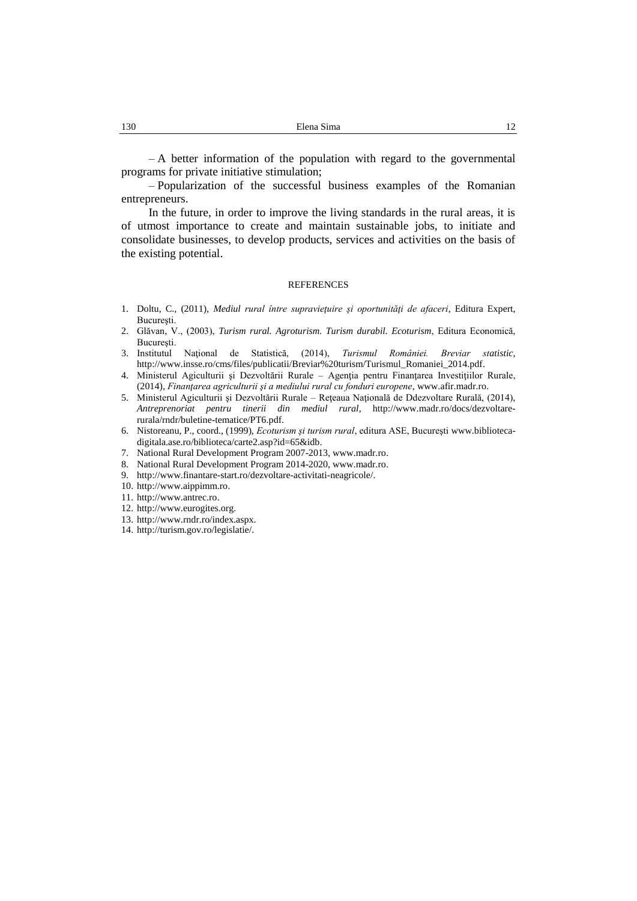– A better information of the population with regard to the governmental programs for private initiative stimulation;

– Popularization of the successful business examples of the Romanian entrepreneurs.

In the future, in order to improve the living standards in the rural areas, it is of utmost importance to create and maintain sustainable jobs, to initiate and consolidate businesses, to develop products, services and activities on the basis of the existing potential.

## REFERENCES

1. Doltu, C., (2011), *Mediul rural între supravieţuire şi oportunităţi de afaceri*, Editura Expert, Bucureşti.
2. Glăvan, V., (2003), *Turism rural. Agroturism. Turism durabil. Ecoturism*, Editura Economică, Bucureşti.
3. Institutul Naţional de Statistică, (2014), *Turismul României. Breviar statistic*, http://www.insse.ro/cms/files/publicatii/Breviar%20turism/Turismul_Romaniei_2014.pdf.
4. Ministerul Agiculturii şi Dezvoltării Rurale – Agenţia pentru Finanţarea Investiţiilor Rurale, (2014), *Finanţarea agriculturii şi a mediului rural cu fonduri europene*, www.afir.madr.ro.
5. Ministerul Agiculturii şi Dezvoltării Rurale – Reţeaua Naţională de Ddezvoltare Rurală, (2014), *Antreprenoriat pentru tinerii din mediul rural*, http://www.madr.ro/docs/dezvoltare-rurala/rndr/buletine-tematice/PT6.pdf.
6. Nistoreanu, P., coord., (1999), *Ecoturism şi turism rural*, editura ASE, Bucureşti www.biblioteca-digitala.ase.ro/biblioteca/carte2.asp?id=65&idb.
7. National Rural Development Program 2007-2013, www.madr.ro.
8. National Rural Development Program 2014-2020, www.madr.ro.
9. http://www.finantare-start.ro/dezvoltare-activitati-neagricole/.
10. http://www.aippimm.ro.
11. http://www.antrec.ro.
12. http://www.eurogites.org.
13. http://www.rndr.ro/index.aspx.
14. http://turism.gov.ro/legislatie/.